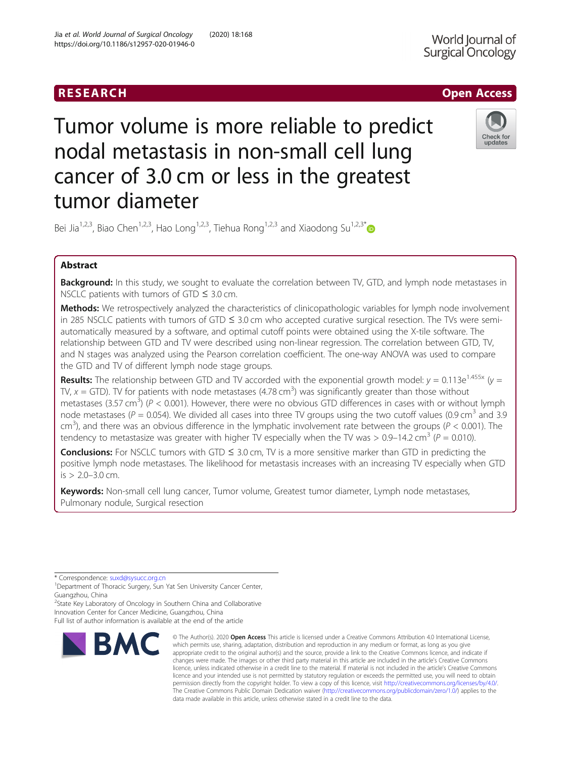RESEARCH

Open Access

# Tumor volume is more reliable to predict nodal metastasis in non-small cell lung cancer of 3.0 cm or less in the greatest tumor diameter

Bei Jia[1,2,3], Biao Chen[1,2,3], Hao Long[1,2,3], Tiehua Rong[1,2,3] and Xiaodong Su[1,2,3*]

## Abstract

**Background:** In this study, we sought to evaluate the correlation between TV, GTD, and lymph node metastases in NSCLC patients with tumors of GTD ≤ 3.0 cm.

**Methods:** We retrospectively analyzed the characteristics of clinicopathologic variables for lymph node involvement in 285 NSCLC patients with tumors of GTD ≤ 3.0 cm who accepted curative surgical resection. The TVs were semi-automatically measured by a software, and optimal cutoff points were obtained using the X-tile software. The relationship between GTD and TV were described using non-linear regression. The correlation between GTD, TV, and N stages was analyzed using the Pearson correlation coefficient. The one-way ANOVA was used to compare the GTD and TV of different lymph node stage groups.

**Results:** The relationship between GTD and TV accorded with the exponential growth model: $y = 0.113e^{1.455x}$ ($y$ = TV, $x$ = GTD). TV for patients with node metastases (4.78 $cm^3$) was significantly greater than those without metastases (3.57 $cm^3$) ($P < 0.001$). However, there were no obvious GTD differences in cases with or without lymph node metastases ($P = 0.054$). We divided all cases into three TV groups using the two cutoff values (0.9 $cm^3$ and 3.9 $cm^3$), and there was an obvious difference in the lymphatic involvement rate between the groups ($P < 0.001$). The tendency to metastasize was greater with higher TV especially when the TV was > 0.9–14.2 $cm^3$ ($P = 0.010$).

**Conclusions:** For NSCLC tumors with GTD ≤ 3.0 cm, TV is a more sensitive marker than GTD in predicting the positive lymph node metastases. The likelihood for metastasis increases with an increasing TV especially when GTD is > 2.0–3.0 cm.

**Keywords:** Non-small cell lung cancer, Tumor volume, Greatest tumor diameter, Lymph node metastases, Pulmonary nodule, Surgical resection

---

* Correspondence: suxd@sysucc.org.cn
[1]Department of Thoracic Surgery, Sun Yat Sen University Cancer Center, Guangzhou, China
[2]State Key Laboratory of Oncology in Southern China and Collaborative Innovation Center for Cancer Medicine, Guangzhou, China
Full list of author information is available at the end of the article

© The Author(s). 2020 **Open Access** This article is licensed under a Creative Commons Attribution 4.0 International License, which permits use, sharing, adaptation, distribution and reproduction in any medium or format, as long as you give appropriate credit to the original author(s) and the source, provide a link to the Creative Commons licence, and indicate if changes were made. The images or other third party material in this article are included in the article's Creative Commons licence, unless indicated otherwise in a credit line to the material. If material is not included in the article's Creative Commons licence and your intended use is not permitted by statutory regulation or exceeds the permitted use, you will need to obtain permission directly from the copyright holder. To view a copy of this licence, visit http://creativecommons.org/licenses/by/4.0/. The Creative Commons Public Domain Dedication waiver (http://creativecommons.org/publicdomain/zero/1.0/) applies to the data made available in this article, unless otherwise stated in a credit line to the data.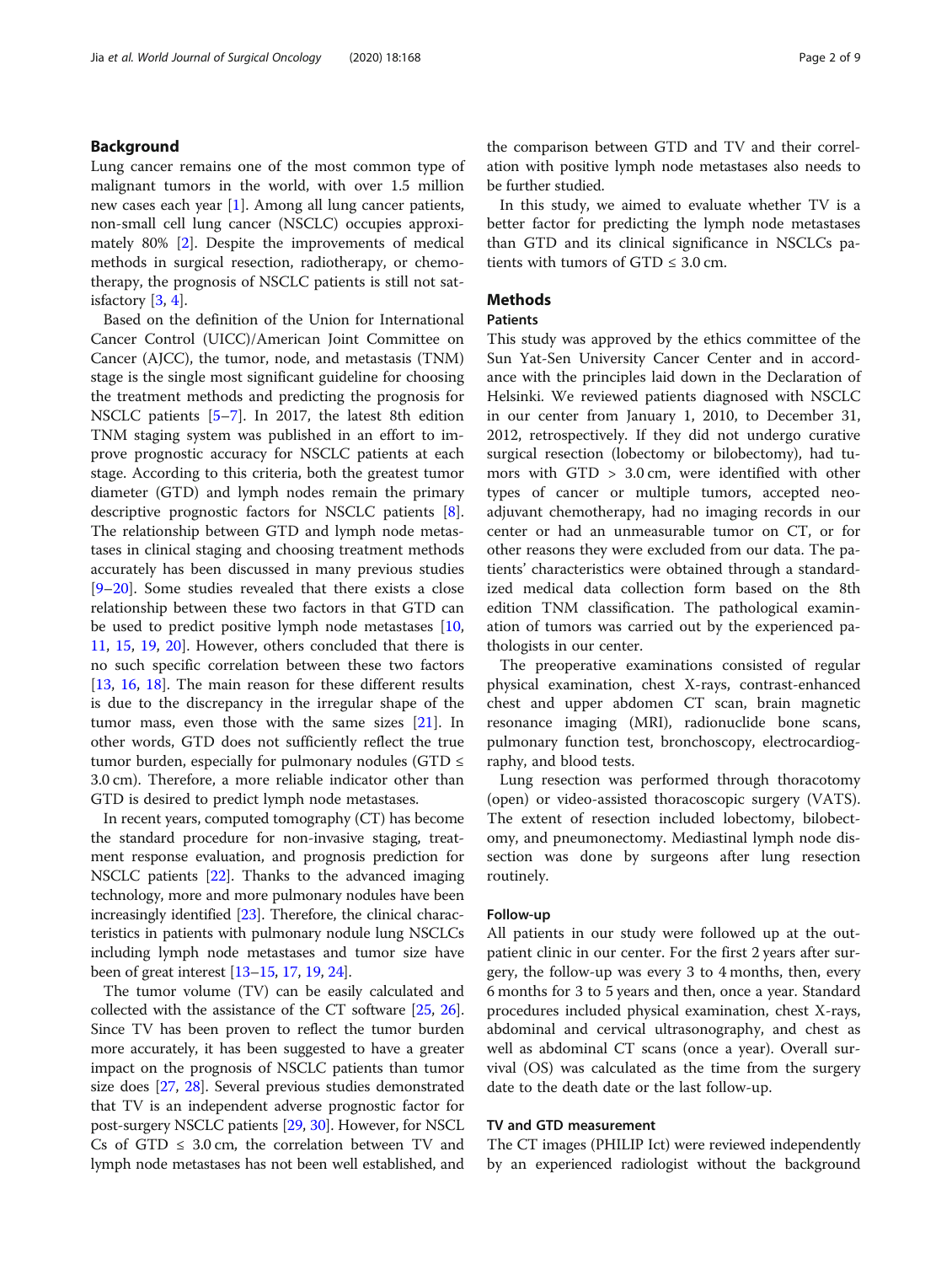## Background

Lung cancer remains one of the most common type of malignant tumors in the world, with over 1.5 million new cases each year [1]. Among all lung cancer patients, non-small cell lung cancer (NSCLC) occupies approximately 80% [2]. Despite the improvements of medical methods in surgical resection, radiotherapy, or chemotherapy, the prognosis of NSCLC patients is still not satisfactory [3, 4].

Based on the definition of the Union for International Cancer Control (UICC)/American Joint Committee on Cancer (AJCC), the tumor, node, and metastasis (TNM) stage is the single most significant guideline for choosing the treatment methods and predicting the prognosis for NSCLC patients [5–7]. In 2017, the latest 8th edition TNM staging system was published in an effort to improve prognostic accuracy for NSCLC patients at each stage. According to this criteria, both the greatest tumor diameter (GTD) and lymph nodes remain the primary descriptive prognostic factors for NSCLC patients [8]. The relationship between GTD and lymph node metastases in clinical staging and choosing treatment methods accurately has been discussed in many previous studies [9–20]. Some studies revealed that there exists a close relationship between these two factors in that GTD can be used to predict positive lymph node metastases [10, 11, 15, 19, 20]. However, others concluded that there is no such specific correlation between these two factors [13, 16, 18]. The main reason for these different results is due to the discrepancy in the irregular shape of the tumor mass, even those with the same sizes [21]. In other words, GTD does not sufficiently reflect the true tumor burden, especially for pulmonary nodules (GTD ≤ 3.0 cm). Therefore, a more reliable indicator other than GTD is desired to predict lymph node metastases.

In recent years, computed tomography (CT) has become the standard procedure for non-invasive staging, treatment response evaluation, and prognosis prediction for NSCLC patients [22]. Thanks to the advanced imaging technology, more and more pulmonary nodules have been increasingly identified [23]. Therefore, the clinical characteristics in patients with pulmonary nodule lung NSCLCs including lymph node metastases and tumor size have been of great interest [13–15, 17, 19, 24].

The tumor volume (TV) can be easily calculated and collected with the assistance of the CT software [25, 26]. Since TV has been proven to reflect the tumor burden more accurately, it has been suggested to have a greater impact on the prognosis of NSCLC patients than tumor size does [27, 28]. Several previous studies demonstrated that TV is an independent adverse prognostic factor for post-surgery NSCLC patients [29, 30]. However, for NSCLCs of GTD ≤ 3.0 cm, the correlation between TV and lymph node metastases has not been well established, and the comparison between GTD and TV and their correlation with positive lymph node metastases also needs to be further studied.

In this study, we aimed to evaluate whether TV is a better factor for predicting the lymph node metastases than GTD and its clinical significance in NSCLCs patients with tumors of GTD ≤ 3.0 cm.

## Methods

### Patients

This study was approved by the ethics committee of the Sun Yat-Sen University Cancer Center and in accordance with the principles laid down in the Declaration of Helsinki. We reviewed patients diagnosed with NSCLC in our center from January 1, 2010, to December 31, 2012, retrospectively. If they did not undergo curative surgical resection (lobectomy or bilobectomy), had tumors with GTD > 3.0 cm, were identified with other types of cancer or multiple tumors, accepted neoadjuvant chemotherapy, had no imaging records in our center or had an unmeasurable tumor on CT, or for other reasons they were excluded from our data. The patients' characteristics were obtained through a standardized medical data collection form based on the 8th edition TNM classification. The pathological examination of tumors was carried out by the experienced pathologists in our center.

The preoperative examinations consisted of regular physical examination, chest X-rays, contrast-enhanced chest and upper abdomen CT scan, brain magnetic resonance imaging (MRI), radionuclide bone scans, pulmonary function test, bronchoscopy, electrocardiography, and blood tests.

Lung resection was performed through thoracotomy (open) or video-assisted thoracoscopic surgery (VATS). The extent of resection included lobectomy, bilobectomy, and pneumonectomy. Mediastinal lymph node dissection was done by surgeons after lung resection routinely.

### Follow-up

All patients in our study were followed up at the outpatient clinic in our center. For the first 2 years after surgery, the follow-up was every 3 to 4 months, then, every 6 months for 3 to 5 years and then, once a year. Standard procedures included physical examination, chest X-rays, abdominal and cervical ultrasonography, and chest as well as abdominal CT scans (once a year). Overall survival (OS) was calculated as the time from the surgery date to the death date or the last follow-up.

### TV and GTD measurement

The CT images (PHILIP Ict) were reviewed independently by an experienced radiologist without the background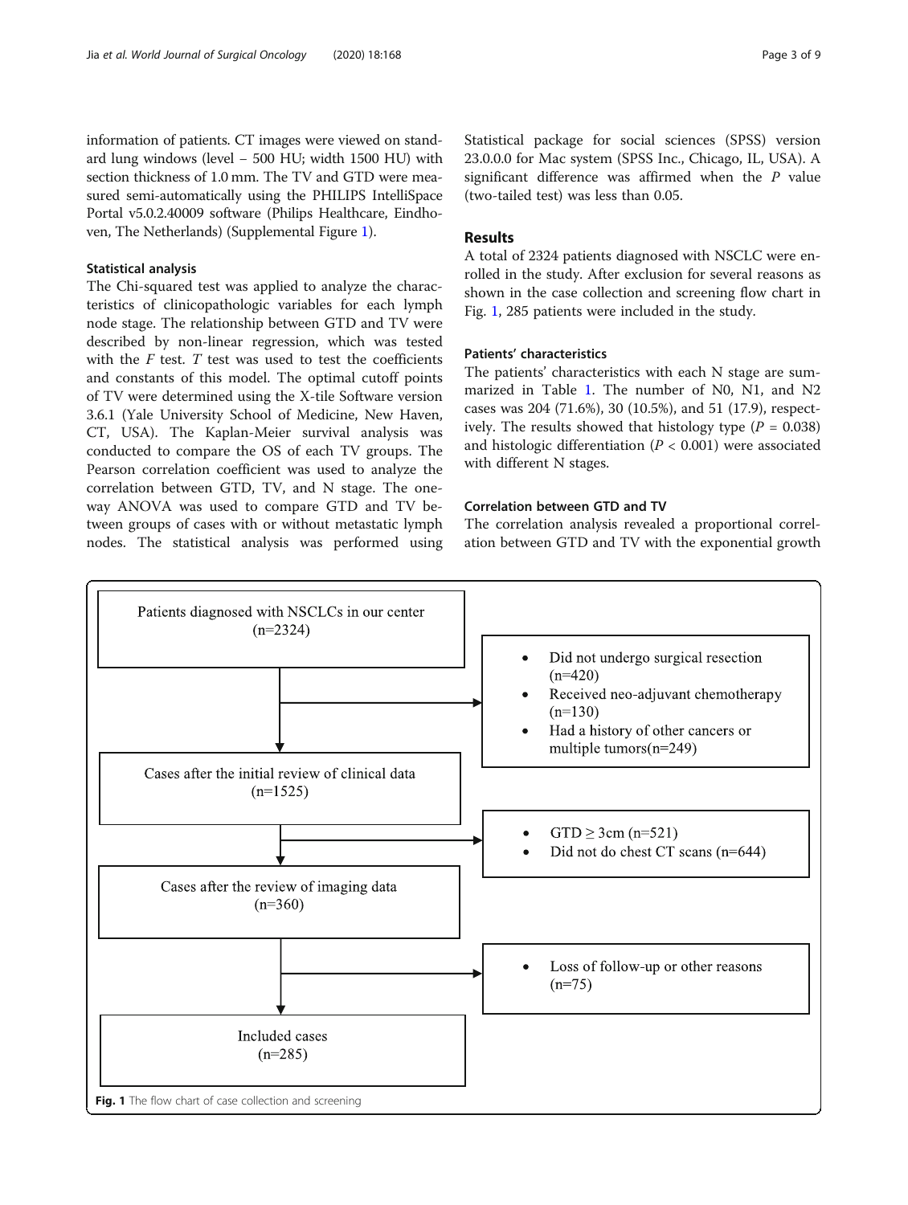information of patients. CT images were viewed on standard lung windows (level − 500 HU; width 1500 HU) with section thickness of 1.0 mm. The TV and GTD were measured semi-automatically using the PHILIPS IntelliSpace Portal v5.0.2.40009 software (Philips Healthcare, Eindhoven, The Netherlands) (Supplemental Figure 1).

### Statistical analysis

The Chi-squared test was applied to analyze the characteristics of clinicopathologic variables for each lymph node stage. The relationship between GTD and TV were described by non-linear regression, which was tested with the $F$ test. $T$ test was used to test the coefficients and constants of this model. The optimal cutoff points of TV were determined using the X-tile Software version 3.6.1 (Yale University School of Medicine, New Haven, CT, USA). The Kaplan-Meier survival analysis was conducted to compare the OS of each TV groups. The Pearson correlation coefficient was used to analyze the correlation between GTD, TV, and N stage. The one-way ANOVA was used to compare GTD and TV between groups of cases with or without metastatic lymph nodes. The statistical analysis was performed using Statistical package for social sciences (SPSS) version 23.0.0.0 for Mac system (SPSS Inc., Chicago, IL, USA). A significant difference was affirmed when the $P$ value (two-tailed test) was less than 0.05.

## Results

A total of 2324 patients diagnosed with NSCLC were enrolled in the study. After exclusion for several reasons as shown in the case collection and screening flow chart in Fig. 1, 285 patients were included in the study.

### Patients' characteristics

The patients' characteristics with each N stage are summarized in Table 1. The number of N0, N1, and N2 cases was 204 (71.6%), 30 (10.5%), and 51 (17.9), respectively. The results showed that histology type ($P$ = 0.038) and histologic differentiation ($P$ < 0.001) were associated with different N stages.

### Correlation between GTD and TV

The correlation analysis revealed a proportional correlation between GTD and TV with the exponential growth

Patients diagnosed with NSCLCs in our center (n=2324)

- Did not undergo surgical resection (n=420)
- Received neo-adjuvant chemotherapy (n=130)
- Had a history of other cancers or multiple tumors(n=249)

Cases after the initial review of clinical data (n=1525)

- GTD ≥ 3cm (n=521)
- Did not do chest CT scans (n=644)

Cases after the review of imaging data (n=360)

- Loss of follow-up or other reasons (n=75)

Included cases (n=285)

**Fig. 1** The flow chart of case collection and screening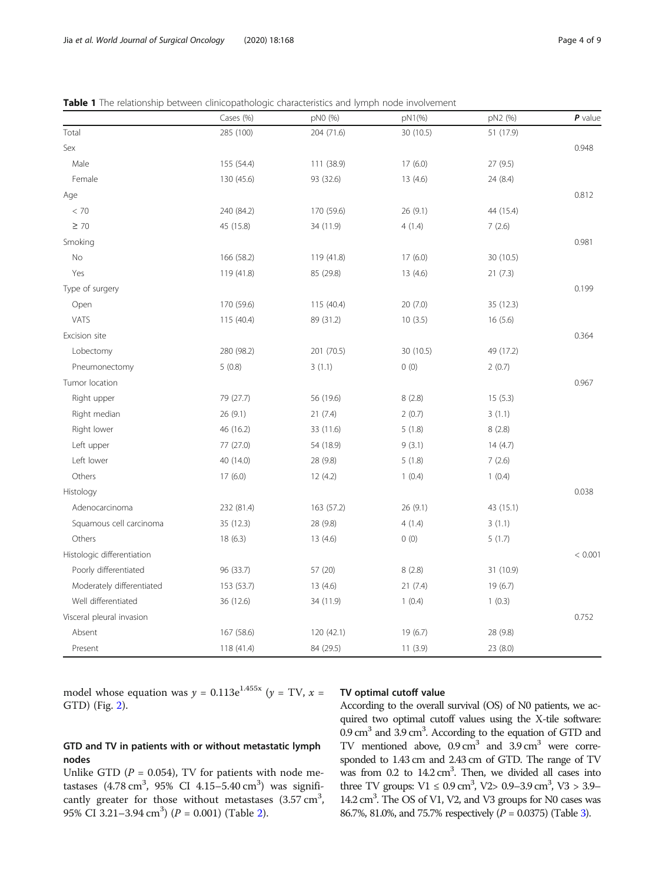**Table 1** The relationship between clinicopathologic characteristics and lymph node involvement

| | Cases (%) | pN0 (%) | pN1(%) | pN2 (%) | ***P*** **value** |
|---|---|---|---|---|---|
| Total | 285 (100) | 204 (71.6) | 30 (10.5) | 51 (17.9) | |
| Sex | | | | | 0.948 |
| Male | 155 (54.4) | 111 (38.9) | 17 (6.0) | 27 (9.5) | |
| Female | 130 (45.6) | 93 (32.6) | 13 (4.6) | 24 (8.4) | |
| Age | | | | | 0.812 |
| < 70 | 240 (84.2) | 170 (59.6) | 26 (9.1) | 44 (15.4) | |
| ≥ 70 | 45 (15.8) | 34 (11.9) | 4 (1.4) | 7 (2.6) | |
| Smoking | | | | | 0.981 |
| No | 166 (58.2) | 119 (41.8) | 17 (6.0) | 30 (10.5) | |
| Yes | 119 (41.8) | 85 (29.8) | 13 (4.6) | 21 (7.3) | |
| Type of surgery | | | | | 0.199 |
| Open | 170 (59.6) | 115 (40.4) | 20 (7.0) | 35 (12.3) | |
| VATS | 115 (40.4) | 89 (31.2) | 10 (3.5) | 16 (5.6) | |
| Excision site | | | | | 0.364 |
| Lobectomy | 280 (98.2) | 201 (70.5) | 30 (10.5) | 49 (17.2) | |
| Pneumonectomy | 5 (0.8) | 3 (1.1) | 0 (0) | 2 (0.7) | |
| Tumor location | | | | | 0.967 |
| Right upper | 79 (27.7) | 56 (19.6) | 8 (2.8) | 15 (5.3) | |
| Right median | 26 (9.1) | 21 (7.4) | 2 (0.7) | 3 (1.1) | |
| Right lower | 46 (16.2) | 33 (11.6) | 5 (1.8) | 8 (2.8) | |
| Left upper | 77 (27.0) | 54 (18.9) | 9 (3.1) | 14 (4.7) | |
| Left lower | 40 (14.0) | 28 (9.8) | 5 (1.8) | 7 (2.6) | |
| Others | 17 (6.0) | 12 (4.2) | 1 (0.4) | 1 (0.4) | |
| Histology | | | | | 0.038 |
| Adenocarcinoma | 232 (81.4) | 163 (57.2) | 26 (9.1) | 43 (15.1) | |
| Squamous cell carcinoma | 35 (12.3) | 28 (9.8) | 4 (1.4) | 3 (1.1) | |
| Others | 18 (6.3) | 13 (4.6) | 0 (0) | 5 (1.7) | |
| Histologic differentiation | | | | | < 0.001 |
| Poorly differentiated | 96 (33.7) | 57 (20) | 8 (2.8) | 31 (10.9) | |
| Moderately differentiated | 153 (53.7) | 13 (4.6) | 21 (7.4) | 19 (6.7) | |
| Well differentiated | 36 (12.6) | 34 (11.9) | 1 (0.4) | 1 (0.3) | |
| Visceral pleural invasion | | | | | 0.752 |
| Absent | 167 (58.6) | 120 (42.1) | 19 (6.7) | 28 (9.8) | |
| Present | 118 (41.4) | 84 (29.5) | 11 (3.9) | 23 (8.0) | |

model whose equation was $y = 0.113e^{1.455x}$ ($y$ = TV, $x$ = GTD) (Fig. 2).

## GTD and TV in patients with or without metastatic lymph nodes

Unlike GTD ($P = 0.054$), TV for patients with node metastases (4.78 $cm^3$, 95% CI 4.15–5.40 $cm^3$) was significantly greater for those without metastases (3.57 $cm^3$, 95% CI 3.21–3.94 $cm^3$) ($P = 0.001$) (Table 2).

## TV optimal cutoff value

According to the overall survival (OS) of N0 patients, we acquired two optimal cutoff values using the X-tile software: 0.9 $cm^3$ and 3.9 $cm^3$. According to the equation of GTD and TV mentioned above, 0.9 $cm^3$ and 3.9 $cm^3$ were corresponded to 1.43 cm and 2.43 cm of GTD. The range of TV was from 0.2 to 14.2 $cm^3$. Then, we divided all cases into three TV groups: V1 ≤ 0.9 $cm^3$, V2> 0.9–3.9 $cm^3$, V3 > 3.9–14.2 $cm^3$. The OS of V1, V2, and V3 groups for N0 cases was 86.7%, 81.0%, and 75.7% respectively ($P = 0.0375$) (Table 3).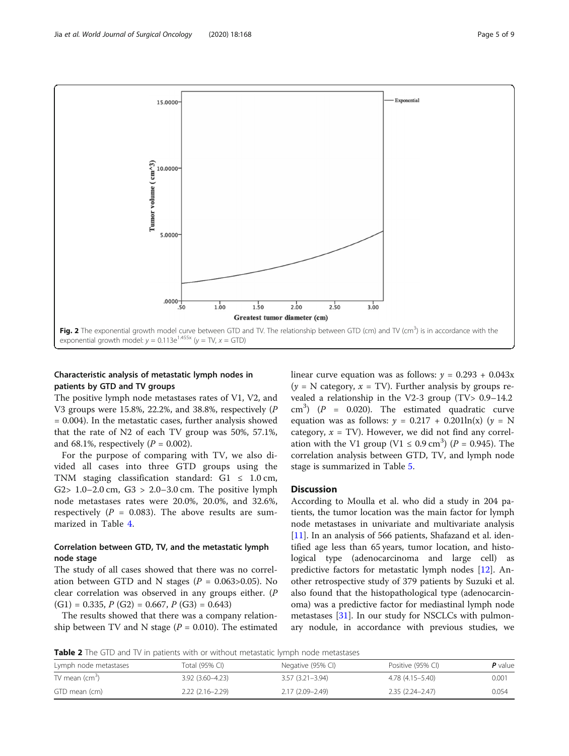Fig. 2 The exponential growth model curve between GTD and TV. The relationship between GTD (cm) and TV ($cm^3$) is in accordance with the exponential growth model: $y = 0.113e^{1.455x}$ ($y$ = TV, $x$ = GTD)

### Characteristic analysis of metastatic lymph nodes in patients by GTD and TV groups

The positive lymph node metastases rates of V1, V2, and V3 groups were 15.8%, 22.2%, and 38.8%, respectively ($P$ = 0.004). In the metastatic cases, further analysis showed that the rate of N2 of each TV group was 50%, 57.1%, and 68.1%, respectively ($P$ = 0.002).

For the purpose of comparing with TV, we also divided all cases into three GTD groups using the TNM staging classification standard: G1 ≤ 1.0 cm, G2> 1.0–2.0 cm, G3 > 2.0–3.0 cm. The positive lymph node metastases rates were 20.0%, 20.0%, and 32.6%, respectively ($P$ = 0.083). The above results are summarized in Table 4.

### Correlation between GTD, TV, and the metastatic lymph node stage

The study of all cases showed that there was no correlation between GTD and N stages ($P$ = 0.063>0.05). No clear correlation was observed in any groups either. ($P$ (G1) = 0.335, $P$ (G2) = 0.667, $P$ (G3) = 0.643)

The results showed that there was a company relationship between TV and N stage ($P$ = 0.010). The estimated linear curve equation was as follows: $y = 0.293 + 0.043x$ ($y$ = N category, $x$ = TV). Further analysis by groups revealed a relationship in the V2-3 group (TV> 0.9–14.2 $cm^3$) ($P$ = 0.020). The estimated quadratic curve equation was as follows: $y = 0.217 + 0.201\ln(x)$ ($y$ = N category, $x$ = TV). However, we did not find any correlation with the V1 group (V1 ≤ 0.9 $cm^3$) ($P$ = 0.945). The correlation analysis between GTD, TV, and lymph node stage is summarized in Table 5.

## Discussion

According to Moulla et al. who did a study in 204 patients, the tumor location was the main factor for lymph node metastases in univariate and multivariate analysis [11]. In an analysis of 566 patients, Shafazand et al. identified age less than 65 years, tumor location, and histological type (adenocarcinoma and large cell) as predictive factors for metastatic lymph nodes [12]. Another retrospective study of 379 patients by Suzuki et al. also found that the histopathological type (adenocarcinoma) was a predictive factor for mediastinal lymph node metastases [31]. In our study for NSCLCs with pulmonary nodule, in accordance with previous studies, we

**Table 2** The GTD and TV in patients with or without metastatic lymph node metastases

| Lymph node metastases | Total (95% CI) | Negative (95% CI) | Positive (95% CI) | **P** value |
|---|---|---|---|---|
| TV mean ($cm^3$) | 3.92 (3.60–4.23) | 3.57 (3.21–3.94) | 4.78 (4.15–5.40) | 0.001 |
| GTD mean (cm) | 2.22 (2.16–2.29) | 2.17 (2.09–2.49) | 2.35 (2.24–2.47) | 0.054 |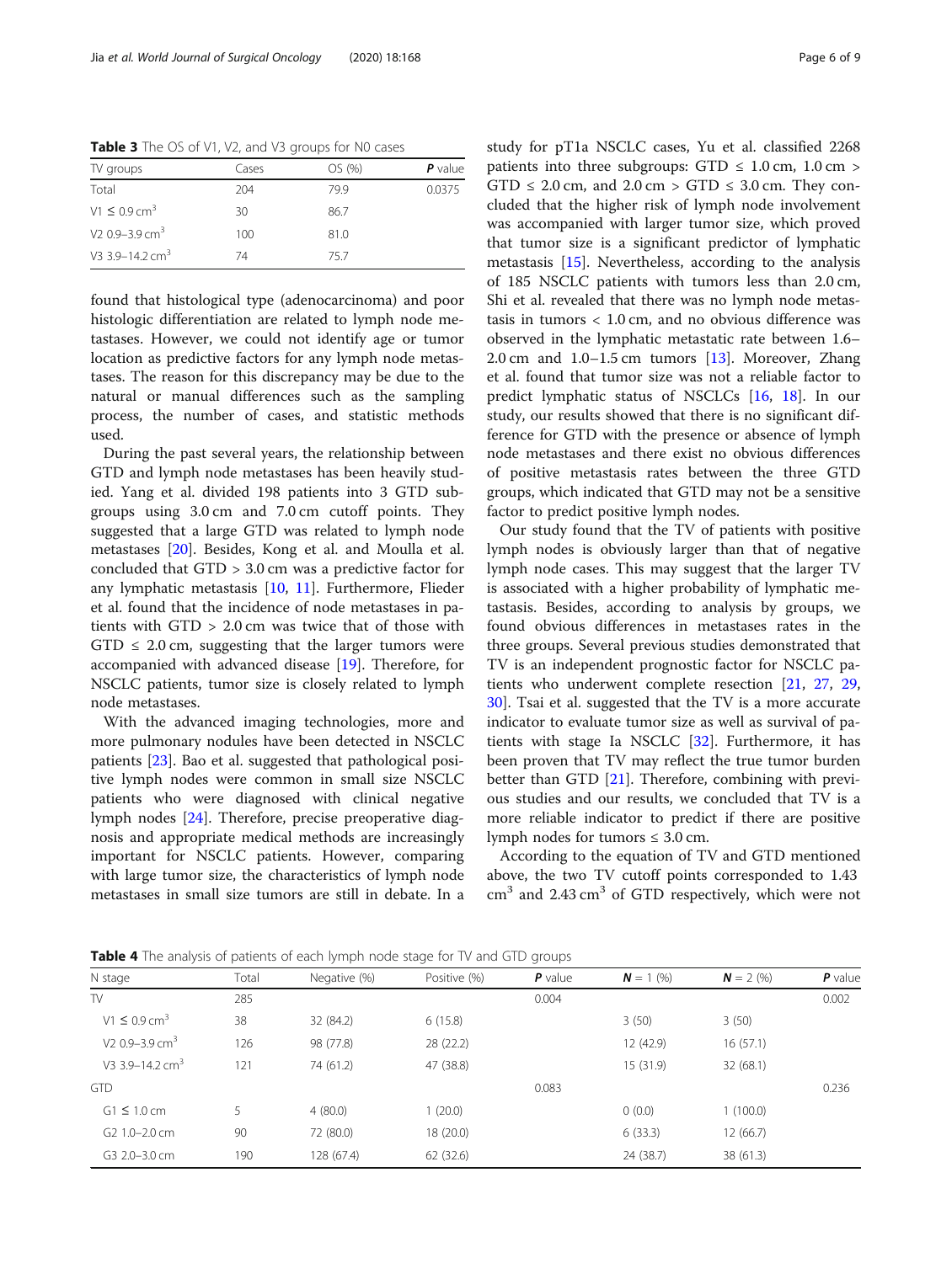**Table 3** The OS of V1, V2, and V3 groups for N0 cases

| TV groups | Cases | OS (%) | ***P*** value |
|---|---|---|---|
| Total | 204 | 79.9 | 0.0375 |
| V1 ≤ 0.9 $cm^3$ | 30 | 86.7 | |
| V2 0.9–3.9 $cm^3$ | 100 | 81.0 | |
| V3 3.9–14.2 $cm^3$ | 74 | 75.7 | |

found that histological type (adenocarcinoma) and poor histologic differentiation are related to lymph node metastases. However, we could not identify age or tumor location as predictive factors for any lymph node metastases. The reason for this discrepancy may be due to the natural or manual differences such as the sampling process, the number of cases, and statistic methods used.

During the past several years, the relationship between GTD and lymph node metastases has been heavily studied. Yang et al. divided 198 patients into 3 GTD subgroups using 3.0 cm and 7.0 cm cutoff points. They suggested that a large GTD was related to lymph node metastases [20]. Besides, Kong et al. and Moulla et al. concluded that GTD > 3.0 cm was a predictive factor for any lymphatic metastasis [10, 11]. Furthermore, Flieder et al. found that the incidence of node metastases in patients with GTD > 2.0 cm was twice that of those with GTD ≤ 2.0 cm, suggesting that the larger tumors were accompanied with advanced disease [19]. Therefore, for NSCLC patients, tumor size is closely related to lymph node metastases.

With the advanced imaging technologies, more and more pulmonary nodules have been detected in NSCLC patients [23]. Bao et al. suggested that pathological positive lymph nodes were common in small size NSCLC patients who were diagnosed with clinical negative lymph nodes [24]. Therefore, precise preoperative diagnosis and appropriate medical methods are increasingly important for NSCLC patients. However, comparing with large tumor size, the characteristics of lymph node metastases in small size tumors are still in debate. In a study for pT1a NSCLC cases, Yu et al. classified 2268 patients into three subgroups: GTD ≤ 1.0 cm, 1.0 cm > GTD ≤ 2.0 cm, and 2.0 cm > GTD ≤ 3.0 cm. They concluded that the higher risk of lymph node involvement was accompanied with larger tumor size, which proved that tumor size is a significant predictor of lymphatic metastasis [15]. Nevertheless, according to the analysis of 185 NSCLC patients with tumors less than 2.0 cm, Shi et al. revealed that there was no lymph node metastasis in tumors < 1.0 cm, and no obvious difference was observed in the lymphatic metastatic rate between 1.6–2.0 cm and 1.0–1.5 cm tumors [13]. Moreover, Zhang et al. found that tumor size was not a reliable factor to predict lymphatic status of NSCLCs [16, 18]. In our study, our results showed that there is no significant difference for GTD with the presence or absence of lymph node metastases and there exist no obvious differences of positive metastasis rates between the three GTD groups, which indicated that GTD may not be a sensitive factor to predict positive lymph nodes.

Our study found that the TV of patients with positive lymph nodes is obviously larger than that of negative lymph node cases. This may suggest that the larger TV is associated with a higher probability of lymphatic metastasis. Besides, according to analysis by groups, we found obvious differences in metastases rates in the three groups. Several previous studies demonstrated that TV is an independent prognostic factor for NSCLC patients who underwent complete resection [21, 27, 29, 30]. Tsai et al. suggested that the TV is a more accurate indicator to evaluate tumor size as well as survival of patients with stage Ia NSCLC [32]. Furthermore, it has been proven that TV may reflect the true tumor burden better than GTD [21]. Therefore, combining with previous studies and our results, we concluded that TV is a more reliable indicator to predict if there are positive lymph nodes for tumors ≤ 3.0 cm.

According to the equation of TV and GTD mentioned above, the two TV cutoff points corresponded to 1.43 $cm^3$ and 2.43 $cm^3$ of GTD respectively, which were not

**Table 4** The analysis of patients of each lymph node stage for TV and GTD groups

| N stage | Total | Negative (%) | Positive (%) | ***P*** value | ***N*** = 1 (%) | ***N*** = 2 (%) | ***P*** value |
|---|---|---|---|---|---|---|---|
| TV | 285 | | | 0.004 | | | 0.002 |
| V1 ≤ 0.9 $cm^3$ | 38 | 32 (84.2) | 6 (15.8) | | 3 (50) | 3 (50) | |
| V2 0.9–3.9 $cm^3$ | 126 | 98 (77.8) | 28 (22.2) | | 12 (42.9) | 16 (57.1) | |
| V3 3.9–14.2 $cm^3$ | 121 | 74 (61.2) | 47 (38.8) | | 15 (31.9) | 32 (68.1) | |
| GTD | | | | 0.083 | | | 0.236 |
| G1 ≤ 1.0 cm | 5 | 4 (80.0) | 1 (20.0) | | 0 (0.0) | 1 (100.0) | |
| G2 1.0–2.0 cm | 90 | 72 (80.0) | 18 (20.0) | | 6 (33.3) | 12 (66.7) | |
| G3 2.0–3.0 cm | 190 | 128 (67.4) | 62 (32.6) | | 24 (38.7) | 38 (61.3) | |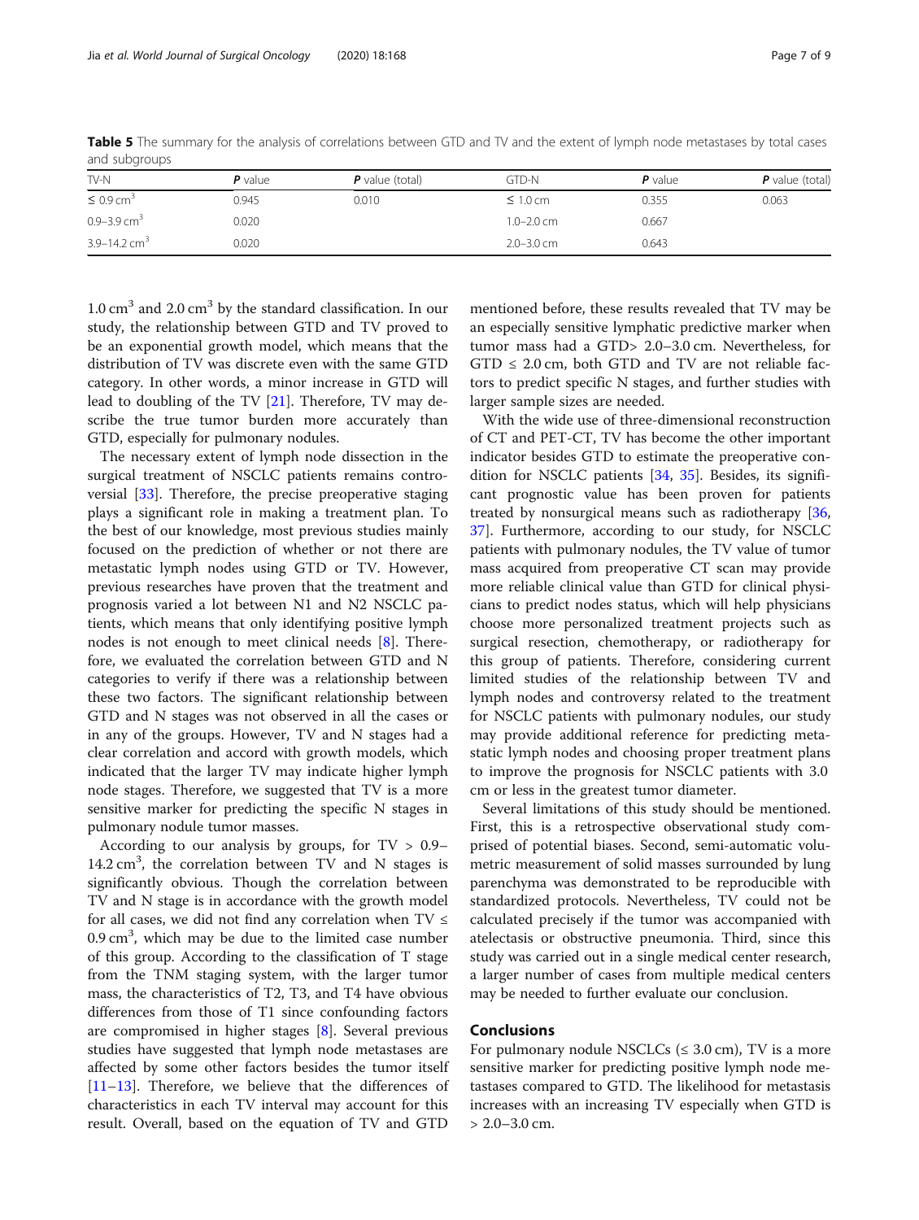**Table 5** The summary for the analysis of correlations between GTD and TV and the extent of lymph node metastases by total cases and subgroups

| TV-N | *P* value | *P* value (total) | GTD-N | *P* value | *P* value (total) |
|---|---|---|---|---|---|
| ≤ 0.9 $cm^3$ | 0.945 | 0.010 | ≤ 1.0 cm | 0.355 | 0.063 |
| 0.9–3.9 $cm^3$ | 0.020 | | 1.0–2.0 cm | 0.667 | |
| 3.9–14.2 $cm^3$ | 0.020 | | 2.0–3.0 cm | 0.643 | |

1.0 $cm^3$ and 2.0 $cm^3$ by the standard classification. In our study, the relationship between GTD and TV proved to be an exponential growth model, which means that the distribution of TV was discrete even with the same GTD category. In other words, a minor increase in GTD will lead to doubling of the TV [21]. Therefore, TV may describe the true tumor burden more accurately than GTD, especially for pulmonary nodules.

The necessary extent of lymph node dissection in the surgical treatment of NSCLC patients remains controversial [33]. Therefore, the precise preoperative staging plays a significant role in making a treatment plan. To the best of our knowledge, most previous studies mainly focused on the prediction of whether or not there are metastatic lymph nodes using GTD or TV. However, previous researches have proven that the treatment and prognosis varied a lot between N1 and N2 NSCLC patients, which means that only identifying positive lymph nodes is not enough to meet clinical needs [8]. Therefore, we evaluated the correlation between GTD and N categories to verify if there was a relationship between these two factors. The significant relationship between GTD and N stages was not observed in all the cases or in any of the groups. However, TV and N stages had a clear correlation and accord with growth models, which indicated that the larger TV may indicate higher lymph node stages. Therefore, we suggested that TV is a more sensitive marker for predicting the specific N stages in pulmonary nodule tumor masses.

According to our analysis by groups, for TV > 0.9–14.2 $cm^3$, the correlation between TV and N stages is significantly obvious. Though the correlation between TV and N stage is in accordance with the growth model for all cases, we did not find any correlation when TV ≤ 0.9 $cm^3$, which may be due to the limited case number of this group. According to the classification of T stage from the TNM staging system, with the larger tumor mass, the characteristics of T2, T3, and T4 have obvious differences from those of T1 since confounding factors are compromised in higher stages [8]. Several previous studies have suggested that lymph node metastases are affected by some other factors besides the tumor itself [11–13]. Therefore, we believe that the differences of characteristics in each TV interval may account for this result. Overall, based on the equation of TV and GTD mentioned before, these results revealed that TV may be an especially sensitive lymphatic predictive marker when tumor mass had a GTD> 2.0–3.0 cm. Nevertheless, for GTD ≤ 2.0 cm, both GTD and TV are not reliable factors to predict specific N stages, and further studies with larger sample sizes are needed.

With the wide use of three-dimensional reconstruction of CT and PET-CT, TV has become the other important indicator besides GTD to estimate the preoperative condition for NSCLC patients [34, 35]. Besides, its significant prognostic value has been proven for patients treated by nonsurgical means such as radiotherapy [36, 37]. Furthermore, according to our study, for NSCLC patients with pulmonary nodules, the TV value of tumor mass acquired from preoperative CT scan may provide more reliable clinical value than GTD for clinical physicians to predict nodes status, which will help physicians choose more personalized treatment projects such as surgical resection, chemotherapy, or radiotherapy for this group of patients. Therefore, considering current limited studies of the relationship between TV and lymph nodes and controversy related to the treatment for NSCLC patients with pulmonary nodules, our study may provide additional reference for predicting metastatic lymph nodes and choosing proper treatment plans to improve the prognosis for NSCLC patients with 3.0 cm or less in the greatest tumor diameter.

Several limitations of this study should be mentioned. First, this is a retrospective observational study comprised of potential biases. Second, semi-automatic volumetric measurement of solid masses surrounded by lung parenchyma was demonstrated to be reproducible with standardized protocols. Nevertheless, TV could not be calculated precisely if the tumor was accompanied with atelectasis or obstructive pneumonia. Third, since this study was carried out in a single medical center research, a larger number of cases from multiple medical centers may be needed to further evaluate our conclusion.

## Conclusions

For pulmonary nodule NSCLCs (≤ 3.0 cm), TV is a more sensitive marker for predicting positive lymph node metastases compared to GTD. The likelihood for metastasis increases with an increasing TV especially when GTD is > 2.0–3.0 cm.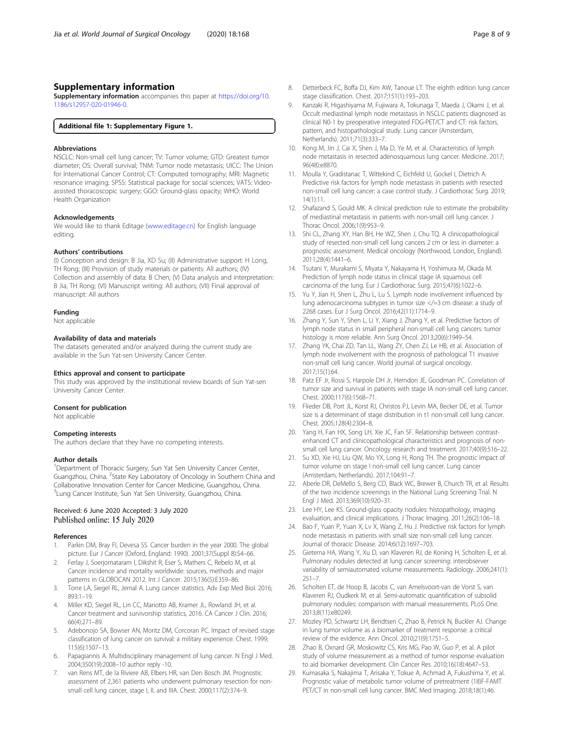## Supplementary information

**Supplementary information** accompanies this paper at https://doi.org/10.1186/s12957-020-01946-0.

**Additional file 1: Supplementary Figure 1.**

### Abbreviations

NSCLC: Non-small cell lung cancer; TV: Tumor volume; GTD: Greatest tumor diameter; OS: Overall survival; TNM: Tumor node metastasis; UICC: The Union for International Cancer Control; CT: Computed tomography; MRI: Magnetic resonance imaging; SPSS: Statistical package for social sciences; VATS: Video-assisted thoracoscopic surgery; GGO: Ground-glass opacity; WHO: World Health Organization

### Acknowledgements

We would like to thank Editage (www.editage.cn) for English language editing.

### Authors' contributions

(I) Conception and design: B Jia, XD Su; (II) Administrative support: H Long, TH Rong; (III) Provision of study materials or patients: All authors; (IV) Collection and assembly of data: B Chen; (V) Data analysis and interpretation: B Jia, TH Rong; (VI) Manuscript writing: All authors; (VII) Final approval of manuscript: All authors

### Funding

Not applicable

### Availability of data and materials

The datasets generated and/or analyzed during the current study are available in the Sun Yat-sen University Cancer Center.

### Ethics approval and consent to participate

This study was approved by the institutional review boards of Sun Yat-sen University Cancer Center.

### Consent for publication

Not applicable

### Competing interests

The authors declare that they have no competing interests.

### Author details

[1]Department of Thoracic Surgery, Sun Yat Sen University Cancer Center, Guangzhou, China. [2]State Key Laboratory of Oncology in Southern China and Collaborative Innovation Center for Cancer Medicine, Guangzhou, China. [3]Lung Cancer Institute, Sun Yat Sen University, Guangzhou, China.

Received: 6 June 2020 Accepted: 3 July 2020
Published online: 15 July 2020

### References

1. Parkin DM, Bray FI, Devesa SS. Cancer burden in the year 2000. The global picture. Eur J Cancer (Oxford, England: 1990). 2001;37(Suppl 8):S4–66.
2. Ferlay J, Soerjomataram I, Dikshit R, Eser S, Mathers C, Rebelo M, et al. Cancer incidence and mortality worldwide: sources, methods and major patterns in GLOBOCAN 2012. Int J Cancer. 2015;136(5):E359–86.
3. Torre LA, Siegel RL, Jemal A. Lung cancer statistics. Adv Exp Med Biol. 2016; 893:1–19.
4. Miller KD, Siegel RL, Lin CC, Mariotto AB, Kramer JL, Rowland JH, et al. Cancer treatment and survivorship statistics, 2016. CA Cancer J Clin. 2016; 66(4):271–89.
5. Adebonojo SA, Bowser AN, Moritz DM, Corcoran PC. Impact of revised stage classification of lung cancer on survival: a military experience. Chest. 1999; 115(6):1507–13.
6. Papagiannis A. Multidisciplinary management of lung cancer. N Engl J Med. 2004;350(19):2008–10 author reply -10.
7. van Rens MT, de la Riviere AB, Elbers HR, van Den Bosch JM. Prognostic assessment of 2,361 patients who underwent pulmonary resection for non-small cell lung cancer, stage I, II, and IIIA. Chest. 2000;117(2):374–9.
8. Detterbeck FC, Boffa DJ, Kim AW, Tanoue LT. The eighth edition lung cancer stage classification. Chest. 2017;151(1):193–203.
9. Kanzaki R, Higashiyama M, Fujiwara A, Tokunaga T, Maeda J, Okami J, et al. Occult mediastinal lymph node metastasis in NSCLC patients diagnosed as clinical N0-1 by preoperative integrated FDG-PET/CT and CT: risk factors, pattern, and histopathological study. Lung cancer (Amsterdam, Netherlands). 2011;71(3):333–7.
10. Kong M, Jin J, Cai X, Shen J, Ma D, Ye M, et al. Characteristics of lymph node metastasis in resected adenosquamous lung cancer. Medicine. 2017; 96(48):e8870.
11. Moulla Y, Gradistanac T, Wittekind C, Eichfeld U, Gockel I, Dietrich A. Predictive risk factors for lymph node metastasis in patients with resected non-small cell lung cancer: a case control study. J Cardiothorac Surg. 2019; 14(1):11.
12. Shafazand S, Gould MK. A clinical prediction rule to estimate the probability of mediastinal metastasis in patients with non-small cell lung cancer. J Thorac Oncol. 2006;1(9):953–9.
13. Shi CL, Zhang XY, Han BH, He WZ, Shen J, Chu TQ. A clinicopathological study of resected non-small cell lung cancers 2 cm or less in diameter: a prognostic assessment. Medical oncology (Northwood, London, England). 2011;28(4):1441–6.
14. Tsutani Y, Murakami S, Miyata Y, Nakayama H, Yoshimura M, Okada M. Prediction of lymph node status in clinical stage IA squamous cell carcinoma of the lung. Eur J Cardiothorac Surg. 2015;47(6):1022–6.
15. Yu Y, Jian H, Shen L, Zhu L, Lu S. Lymph node involvement influenced by lung adenocarcinoma subtypes in tumor size </=3 cm disease: a study of 2268 cases. Eur J Surg Oncol. 2016;42(11):1714–9.
16. Zhang Y, Sun Y, Shen L, Li Y, Xiang J, Zhang Y, et al. Predictive factors of lymph node status in small peripheral non-small cell lung cancers: tumor histology is more reliable. Ann Surg Oncol. 2013;20(6):1949–54.
17. Zhang YK, Chai ZD, Tan LL, Wang ZY, Chen ZJ, Le HB, et al. Association of lymph node involvement with the prognosis of pathological T1 invasive non-small cell lung cancer. World journal of surgical oncology. 2017;15(1):64.
18. Patz EF Jr, Rossi S, Harpole DH Jr, Herndon JE, Goodman PC. Correlation of tumor size and survival in patients with stage IA non-small cell lung cancer. Chest. 2000;117(6):1568–71.
19. Flieder DB, Port JL, Korst RJ, Christos PJ, Levin MA, Becker DE, et al. Tumor size is a determinant of stage distribution in t1 non-small cell lung cancer. Chest. 2005;128(4):2304–8.
20. Yang H, Fan HX, Song LH, Xie JC, Fan SF. Relationship between contrast-enhanced CT and clinicopathological characteristics and prognosis of non-small cell lung cancer. Oncology research and treatment. 2017;40(9):516–22.
21. Su XD, Xie HJ, Liu QW, Mo YX, Long H, Rong TH. The prognostic impact of tumor volume on stage I non-small cell lung cancer. Lung cancer (Amsterdam, Netherlands). 2017;104:91–7.
22. Aberle DR, DeMello S, Berg CD, Black WC, Brewer B, Church TR, et al. Results of the two incidence screenings in the National Lung Screening Trial. N Engl J Med. 2013;369(10):920–31.
23. Lee HY, Lee KS. Ground-glass opacity nodules: histopathology, imaging evaluation, and clinical implications. J Thorac Imaging. 2011;26(2):106–18.
24. Bao F, Yuan P, Yuan X, Lv X, Wang Z, Hu J. Predictive risk factors for lymph node metastasis in patients with small size non-small cell lung cancer. Journal of thoracic Disease. 2014;6(12):1697–703.
25. Gietema HA, Wang Y, Xu D, van Klaveren RJ, de Koning H, Scholten E, et al. Pulmonary nodules detected at lung cancer screening: interobserver variability of semiautomated volume measurements. Radiology. 2006;241(1): 251–7.
26. Scholten ET, de Hoop B, Jacobs C, van Amelsvoort-van de Vorst S, van Klaveren RJ, Oudkerk M, et al. Semi-automatic quantification of subsolid pulmonary nodules: comparison with manual measurements. PLoS One. 2013;8(11):e80249.
27. Mozley PD, Schwartz LH, Bendtsen C, Zhao B, Petrick N, Buckler AJ. Change in lung tumor volume as a biomarker of treatment response: a critical review of the evidence. Ann Oncol. 2010;21(9):1751–5.
28. Zhao B, Oxnard GR, Moskowitz CS, Kris MG, Pao W, Guo P, et al. A pilot study of volume measurement as a method of tumor response evaluation to aid biomarker development. Clin Cancer Res. 2010;16(18):4647–53.
29. Kumasaka S, Nakajima T, Arisaka Y, Tokue A, Achmad A, Fukushima Y, et al. Prognostic value of metabolic tumor volume of pretreatment (18)F-FAMT PET/CT in non-small cell lung cancer. BMC Med Imaging. 2018;18(1):46.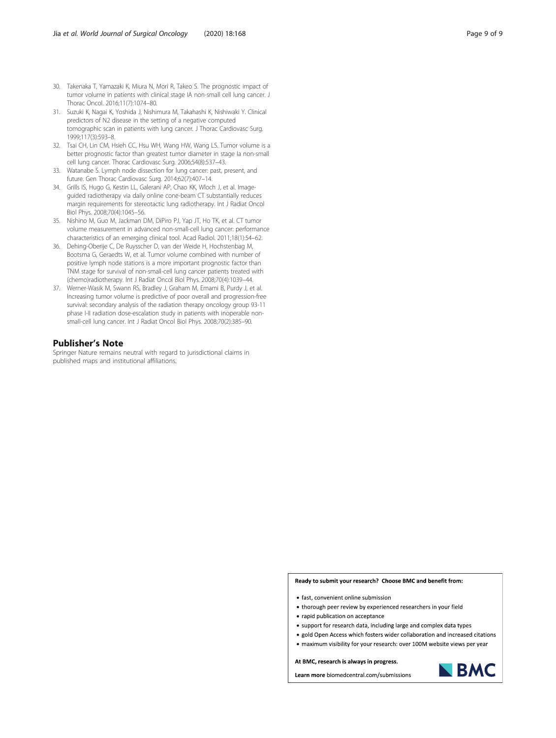30. Takenaka T, Yamazaki K, Miura N, Mori R, Takeo S. The prognostic impact of tumor volume in patients with clinical stage IA non-small cell lung cancer. J Thorac Oncol. 2016;11(7):1074–80.
31. Suzuki K, Nagai K, Yoshida J, Nishimura M, Takahashi K, Nishiwaki Y. Clinical predictors of N2 disease in the setting of a negative computed tomographic scan in patients with lung cancer. J Thorac Cardiovasc Surg. 1999;117(3):593–8.
32. Tsai CH, Lin CM, Hsieh CC, Hsu WH, Wang HW, Wang LS. Tumor volume is a better prognostic factor than greatest tumor diameter in stage Ia non-small cell lung cancer. Thorac Cardiovasc Surg. 2006;54(8):537–43.
33. Watanabe S. Lymph node dissection for lung cancer: past, present, and future. Gen Thorac Cardiovasc Surg. 2014;62(7):407–14.
34. Grills IS, Hugo G, Kestin LL, Galerani AP, Chao KK, Wloch J, et al. Image-guided radiotherapy via daily online cone-beam CT substantially reduces margin requirements for stereotactic lung radiotherapy. Int J Radiat Oncol Biol Phys. 2008;70(4):1045–56.
35. Nishino M, Guo M, Jackman DM, DiPiro PJ, Yap JT, Ho TK, et al. CT tumor volume measurement in advanced non-small-cell lung cancer: performance characteristics of an emerging clinical tool. Acad Radiol. 2011;18(1):54–62.
36. Dehing-Oberije C, De Ruysscher D, van der Weide H, Hochstenbag M, Bootsma G, Geraedts W, et al. Tumor volume combined with number of positive lymph node stations is a more important prognostic factor than TNM stage for survival of non-small-cell lung cancer patients treated with (chemo)radiotherapy. Int J Radiat Oncol Biol Phys. 2008;70(4):1039–44.
37. Werner-Wasik M, Swann RS, Bradley J, Graham M, Emami B, Purdy J, et al. Increasing tumor volume is predictive of poor overall and progression-free survival: secondary analysis of the radiation therapy oncology group 93-11 phase I-II radiation dose-escalation study in patients with inoperable non-small-cell lung cancer. Int J Radiat Oncol Biol Phys. 2008;70(2):385–90.

## Publisher's Note

Springer Nature remains neutral with regard to jurisdictional claims in published maps and institutional affiliations.

**Ready to submit your research? Choose BMC and benefit from:**

- fast, convenient online submission
- thorough peer review by experienced researchers in your field
- rapid publication on acceptance
- support for research data, including large and complex data types
- gold Open Access which fosters wider collaboration and increased citations
- maximum visibility for your research: over 100M website views per year

**At BMC, research is always in progress.**

**Learn more** biomedcentral.com/submissions